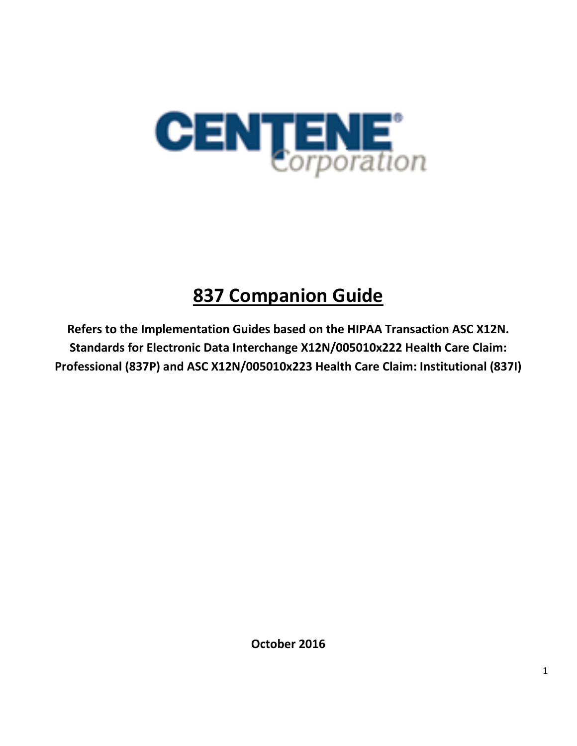CENTENE Corporation

# 837 Companion Guide

**Refers to the Implementation Guides based on the HIPAA Transaction ASC X12N. Standards for Electronic Data Interchange X12N/005010x222 Health Care Claim: Professional (837P) and ASC X12N/005010x223 Health Care Claim: Institutional (837I)**

**October 2016**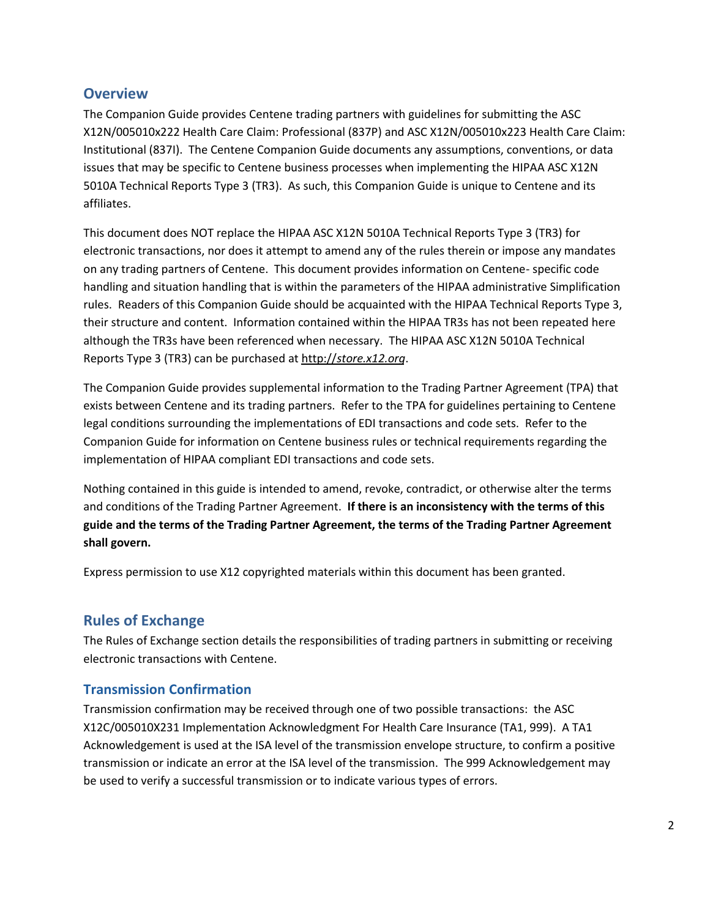## Overview

The Companion Guide provides Centene trading partners with guidelines for submitting the ASC X12N/005010x222 Health Care Claim: Professional (837P) and ASC X12N/005010x223 Health Care Claim: Institutional (837I). The Centene Companion Guide documents any assumptions, conventions, or data issues that may be specific to Centene business processes when implementing the HIPAA ASC X12N 5010A Technical Reports Type 3 (TR3). As such, this Companion Guide is unique to Centene and its affiliates.

This document does NOT replace the HIPAA ASC X12N 5010A Technical Reports Type 3 (TR3) for electronic transactions, nor does it attempt to amend any of the rules therein or impose any mandates on any trading partners of Centene. This document provides information on Centene- specific code handling and situation handling that is within the parameters of the HIPAA administrative Simplification rules. Readers of this Companion Guide should be acquainted with the HIPAA Technical Reports Type 3, their structure and content. Information contained within the HIPAA TR3s has not been repeated here although the TR3s have been referenced when necessary. The HIPAA ASC X12N 5010A Technical Reports Type 3 (TR3) can be purchased at http://*store.x12.org*.

The Companion Guide provides supplemental information to the Trading Partner Agreement (TPA) that exists between Centene and its trading partners. Refer to the TPA for guidelines pertaining to Centene legal conditions surrounding the implementations of EDI transactions and code sets. Refer to the Companion Guide for information on Centene business rules or technical requirements regarding the implementation of HIPAA compliant EDI transactions and code sets.

Nothing contained in this guide is intended to amend, revoke, contradict, or otherwise alter the terms and conditions of the Trading Partner Agreement. **If there is an inconsistency with the terms of this guide and the terms of the Trading Partner Agreement, the terms of the Trading Partner Agreement shall govern.**

Express permission to use X12 copyrighted materials within this document has been granted.

## Rules of Exchange

The Rules of Exchange section details the responsibilities of trading partners in submitting or receiving electronic transactions with Centene.

### Transmission Confirmation

Transmission confirmation may be received through one of two possible transactions: the ASC X12C/005010X231 Implementation Acknowledgment For Health Care Insurance (TA1, 999). A TA1 Acknowledgement is used at the ISA level of the transmission envelope structure, to confirm a positive transmission or indicate an error at the ISA level of the transmission. The 999 Acknowledgement may be used to verify a successful transmission or to indicate various types of errors.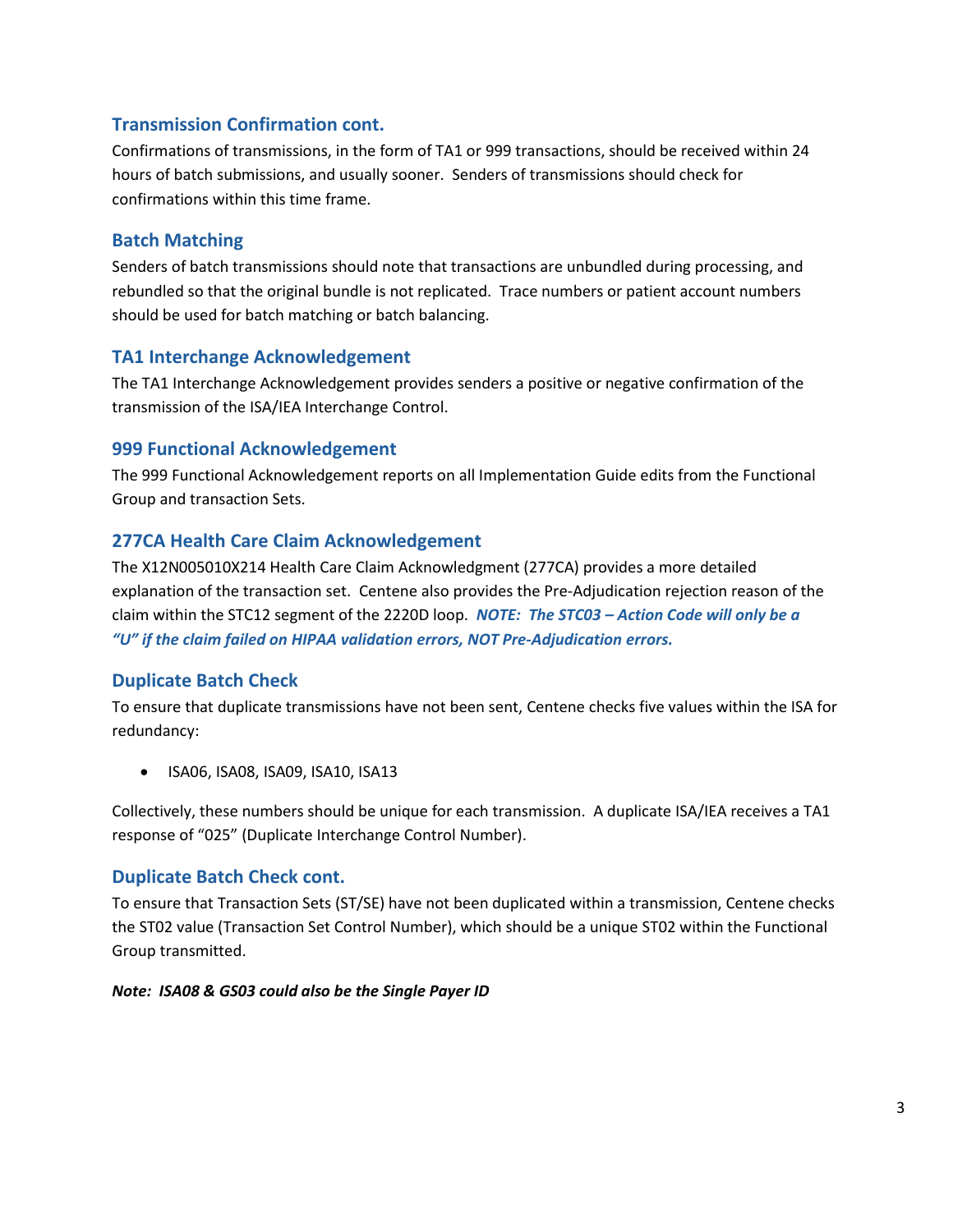## Transmission Confirmation cont.

Confirmations of transmissions, in the form of TA1 or 999 transactions, should be received within 24 hours of batch submissions, and usually sooner. Senders of transmissions should check for confirmations within this time frame.

## Batch Matching

Senders of batch transmissions should note that transactions are unbundled during processing, and rebundled so that the original bundle is not replicated. Trace numbers or patient account numbers should be used for batch matching or batch balancing.

## TA1 Interchange Acknowledgement

The TA1 Interchange Acknowledgement provides senders a positive or negative confirmation of the transmission of the ISA/IEA Interchange Control.

## 999 Functional Acknowledgement

The 999 Functional Acknowledgement reports on all Implementation Guide edits from the Functional Group and transaction Sets.

## 277CA Health Care Claim Acknowledgement

The X12N005010X214 Health Care Claim Acknowledgment (277CA) provides a more detailed explanation of the transaction set. Centene also provides the Pre-Adjudication rejection reason of the claim within the STC12 segment of the 2220D loop. ***NOTE: The STC03 – Action Code will only be a "U" if the claim failed on HIPAA validation errors, NOT Pre-Adjudication errors.***

## Duplicate Batch Check

To ensure that duplicate transmissions have not been sent, Centene checks five values within the ISA for redundancy:

- ISA06, ISA08, ISA09, ISA10, ISA13

Collectively, these numbers should be unique for each transmission. A duplicate ISA/IEA receives a TA1 response of "025" (Duplicate Interchange Control Number).

## Duplicate Batch Check cont.

To ensure that Transaction Sets (ST/SE) have not been duplicated within a transmission, Centene checks the ST02 value (Transaction Set Control Number), which should be a unique ST02 within the Functional Group transmitted.

***Note: ISA08 & GS03 could also be the Single Payer ID***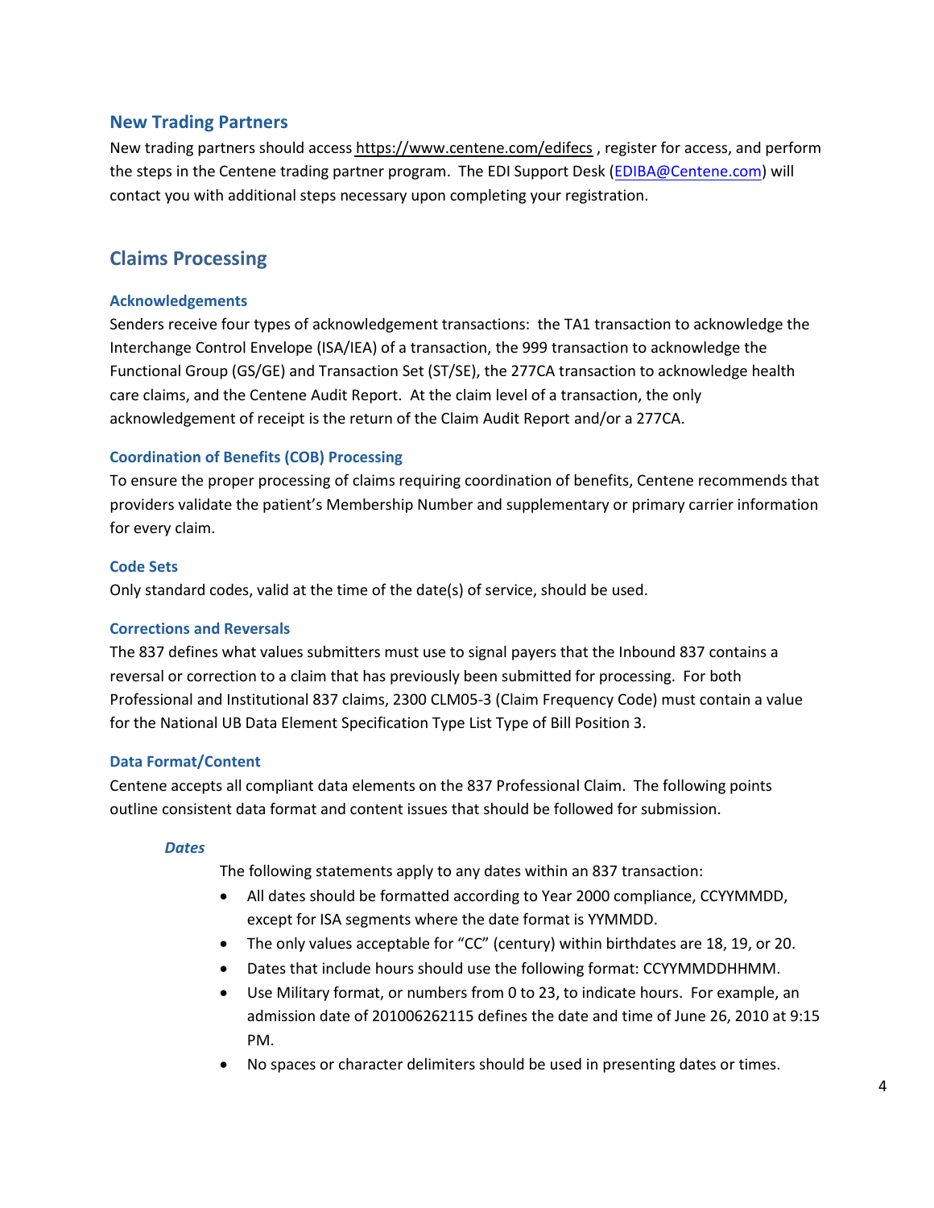## New Trading Partners

New trading partners should access https://www.centene.com/edifecs , register for access, and perform the steps in the Centene trading partner program. The EDI Support Desk (EDIBA@Centene.com) will contact you with additional steps necessary upon completing your registration.

## Claims Processing

### Acknowledgements

Senders receive four types of acknowledgement transactions: the TA1 transaction to acknowledge the Interchange Control Envelope (ISA/IEA) of a transaction, the 999 transaction to acknowledge the Functional Group (GS/GE) and Transaction Set (ST/SE), the 277CA transaction to acknowledge health care claims, and the Centene Audit Report. At the claim level of a transaction, the only acknowledgement of receipt is the return of the Claim Audit Report and/or a 277CA.

### Coordination of Benefits (COB) Processing

To ensure the proper processing of claims requiring coordination of benefits, Centene recommends that providers validate the patient's Membership Number and supplementary or primary carrier information for every claim.

### Code Sets

Only standard codes, valid at the time of the date(s) of service, should be used.

### Corrections and Reversals

The 837 defines what values submitters must use to signal payers that the Inbound 837 contains a reversal or correction to a claim that has previously been submitted for processing. For both Professional and Institutional 837 claims, 2300 CLM05-3 (Claim Frequency Code) must contain a value for the National UB Data Element Specification Type List Type of Bill Position 3.

### Data Format/Content

Centene accepts all compliant data elements on the 837 Professional Claim. The following points outline consistent data format and content issues that should be followed for submission.

#### *Dates*

The following statements apply to any dates within an 837 transaction:

- All dates should be formatted according to Year 2000 compliance, CCYYMMDD, except for ISA segments where the date format is YYMMDD.
- The only values acceptable for "CC" (century) within birthdates are 18, 19, or 20.
- Dates that include hours should use the following format: CCYYMMDDHHMM.
- Use Military format, or numbers from 0 to 23, to indicate hours. For example, an admission date of 201006262115 defines the date and time of June 26, 2010 at 9:15 PM.
- No spaces or character delimiters should be used in presenting dates or times.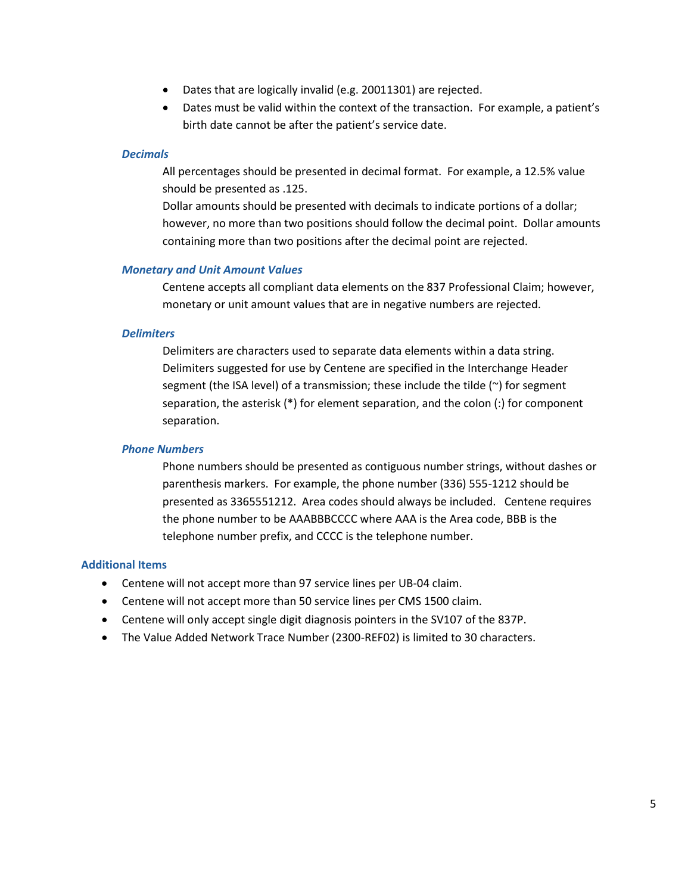- Dates that are logically invalid (e.g. 20011301) are rejected.
- Dates must be valid within the context of the transaction. For example, a patient's birth date cannot be after the patient's service date.

### *Decimals*

All percentages should be presented in decimal format. For example, a 12.5% value should be presented as .125.

Dollar amounts should be presented with decimals to indicate portions of a dollar; however, no more than two positions should follow the decimal point. Dollar amounts containing more than two positions after the decimal point are rejected.

### *Monetary and Unit Amount Values*

Centene accepts all compliant data elements on the 837 Professional Claim; however, monetary or unit amount values that are in negative numbers are rejected.

### *Delimiters*

Delimiters are characters used to separate data elements within a data string. Delimiters suggested for use by Centene are specified in the Interchange Header segment (the ISA level) of a transmission; these include the tilde (~) for segment separation, the asterisk (*) for element separation, and the colon (:) for component separation.

### *Phone Numbers*

Phone numbers should be presented as contiguous number strings, without dashes or parenthesis markers. For example, the phone number (336) 555-1212 should be presented as 3365551212. Area codes should always be included. Centene requires the phone number to be AAABBBCCCC where AAA is the Area code, BBB is the telephone number prefix, and CCCC is the telephone number.

## Additional Items

- Centene will not accept more than 97 service lines per UB-04 claim.
- Centene will not accept more than 50 service lines per CMS 1500 claim.
- Centene will only accept single digit diagnosis pointers in the SV107 of the 837P.
- The Value Added Network Trace Number (2300-REF02) is limited to 30 characters.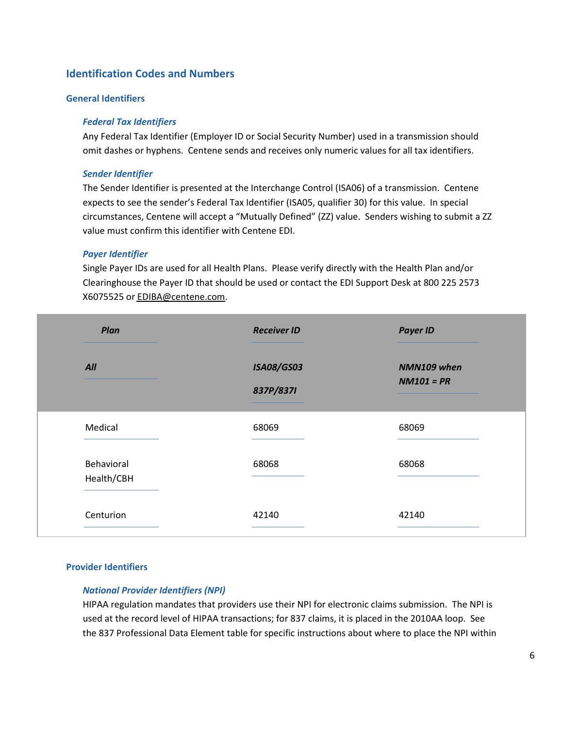## Identification Codes and Numbers

### General Identifiers

#### *Federal Tax Identifiers*

Any Federal Tax Identifier (Employer ID or Social Security Number) used in a transmission should omit dashes or hyphens. Centene sends and receives only numeric values for all tax identifiers.

#### *Sender Identifier*

The Sender Identifier is presented at the Interchange Control (ISA06) of a transmission. Centene expects to see the sender's Federal Tax Identifier (ISA05, qualifier 30) for this value. In special circumstances, Centene will accept a "Mutually Defined" (ZZ) value. Senders wishing to submit a ZZ value must confirm this identifier with Centene EDI.

#### *Payer Identifier*

Single Payer IDs are used for all Health Plans. Please verify directly with the Health Plan and/or Clearinghouse the Payer ID that should be used or contact the EDI Support Desk at 800 225 2573 X6075525 or EDIBA@centene.com.

| ***Plan*** | ***Receiver ID*** | ***Payer ID*** |
|---|---|---|
| ***All*** | ***ISA08/GS03 837P/837I*** | ***NMN109 when NM101 = PR*** |
| Medical | 68069 | 68069 |
| Behavioral Health/CBH | 68068 | 68068 |
| Centurion | 42140 | 42140 |

### Provider Identifiers

#### *National Provider Identifiers (NPI)*

HIPAA regulation mandates that providers use their NPI for electronic claims submission. The NPI is used at the record level of HIPAA transactions; for 837 claims, it is placed in the 2010AA loop. See the 837 Professional Data Element table for specific instructions about where to place the NPI within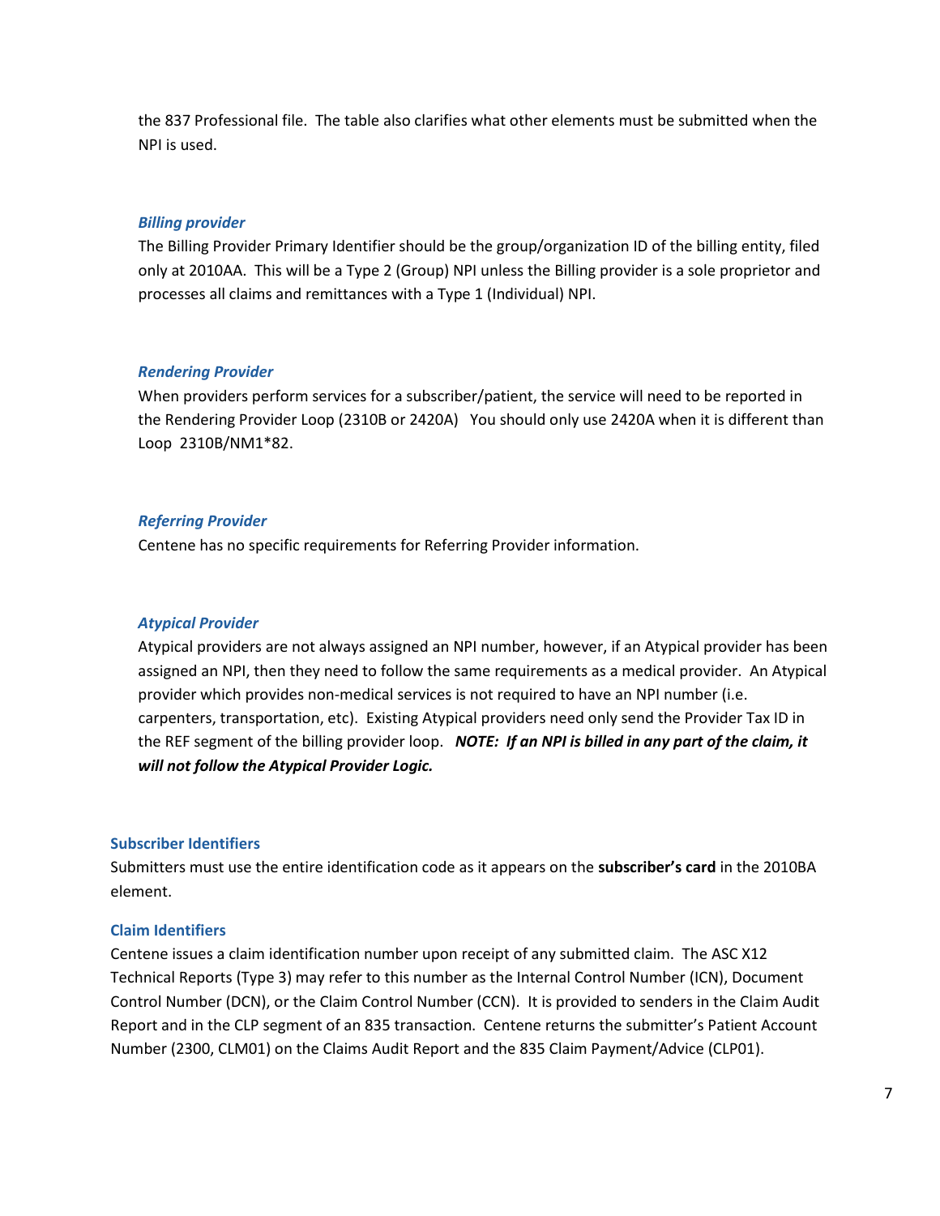the 837 Professional file. The table also clarifies what other elements must be submitted when the NPI is used.

#### *Billing provider*

The Billing Provider Primary Identifier should be the group/organization ID of the billing entity, filed only at 2010AA. This will be a Type 2 (Group) NPI unless the Billing provider is a sole proprietor and processes all claims and remittances with a Type 1 (Individual) NPI.

#### *Rendering Provider*

When providers perform services for a subscriber/patient, the service will need to be reported in the Rendering Provider Loop (2310B or 2420A) You should only use 2420A when it is different than Loop 2310B/NM1*82.

#### *Referring Provider*

Centene has no specific requirements for Referring Provider information.

#### *Atypical Provider*

Atypical providers are not always assigned an NPI number, however, if an Atypical provider has been assigned an NPI, then they need to follow the same requirements as a medical provider. An Atypical provider which provides non-medical services is not required to have an NPI number (i.e. carpenters, transportation, etc). Existing Atypical providers need only send the Provider Tax ID in the REF segment of the billing provider loop. ***NOTE: If an NPI is billed in any part of the claim, it will not follow the Atypical Provider Logic.***

### Subscriber Identifiers

Submitters must use the entire identification code as it appears on the **subscriber's card** in the 2010BA element.

### Claim Identifiers

Centene issues a claim identification number upon receipt of any submitted claim. The ASC X12 Technical Reports (Type 3) may refer to this number as the Internal Control Number (ICN), Document Control Number (DCN), or the Claim Control Number (CCN). It is provided to senders in the Claim Audit Report and in the CLP segment of an 835 transaction. Centene returns the submitter's Patient Account Number (2300, CLM01) on the Claims Audit Report and the 835 Claim Payment/Advice (CLP01).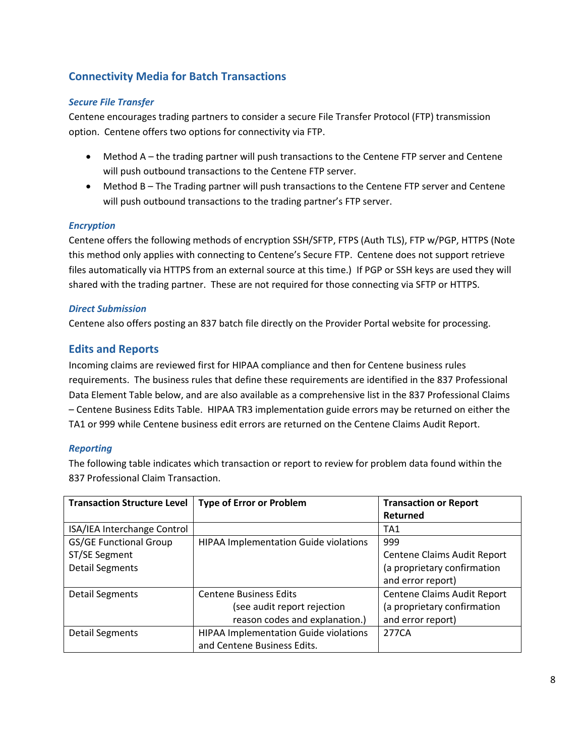## Connectivity Media for Batch Transactions

### *Secure File Transfer*

Centene encourages trading partners to consider a secure File Transfer Protocol (FTP) transmission option. Centene offers two options for connectivity via FTP.

- Method A – the trading partner will push transactions to the Centene FTP server and Centene will push outbound transactions to the Centene FTP server.
- Method B – The Trading partner will push transactions to the Centene FTP server and Centene will push outbound transactions to the trading partner's FTP server.

### *Encryption*

Centene offers the following methods of encryption SSH/SFTP, FTPS (Auth TLS), FTP w/PGP, HTTPS (Note this method only applies with connecting to Centene's Secure FTP. Centene does not support retrieve files automatically via HTTPS from an external source at this time.) If PGP or SSH keys are used they will shared with the trading partner. These are not required for those connecting via SFTP or HTTPS.

### *Direct Submission*

Centene also offers posting an 837 batch file directly on the Provider Portal website for processing.

## Edits and Reports

Incoming claims are reviewed first for HIPAA compliance and then for Centene business rules requirements. The business rules that define these requirements are identified in the 837 Professional Data Element Table below, and are also available as a comprehensive list in the 837 Professional Claims – Centene Business Edits Table. HIPAA TR3 implementation guide errors may be returned on either the TA1 or 999 while Centene business edit errors are returned on the Centene Claims Audit Report.

### *Reporting*

The following table indicates which transaction or report to review for problem data found within the 837 Professional Claim Transaction.

| Transaction Structure Level | Type of Error or Problem | Transaction or Report Returned |
|---|---|---|
| ISA/IEA Interchange Control | | TA1 |
| GS/GE Functional Group<br>ST/SE Segment<br>Detail Segments | HIPAA Implementation Guide violations | 999<br>Centene Claims Audit Report (a proprietary confirmation and error report) |
| Detail Segments | Centene Business Edits (see audit report rejection reason codes and explanation.) | Centene Claims Audit Report (a proprietary confirmation and error report) |
| Detail Segments | HIPAA Implementation Guide violations and Centene Business Edits. | 277CA |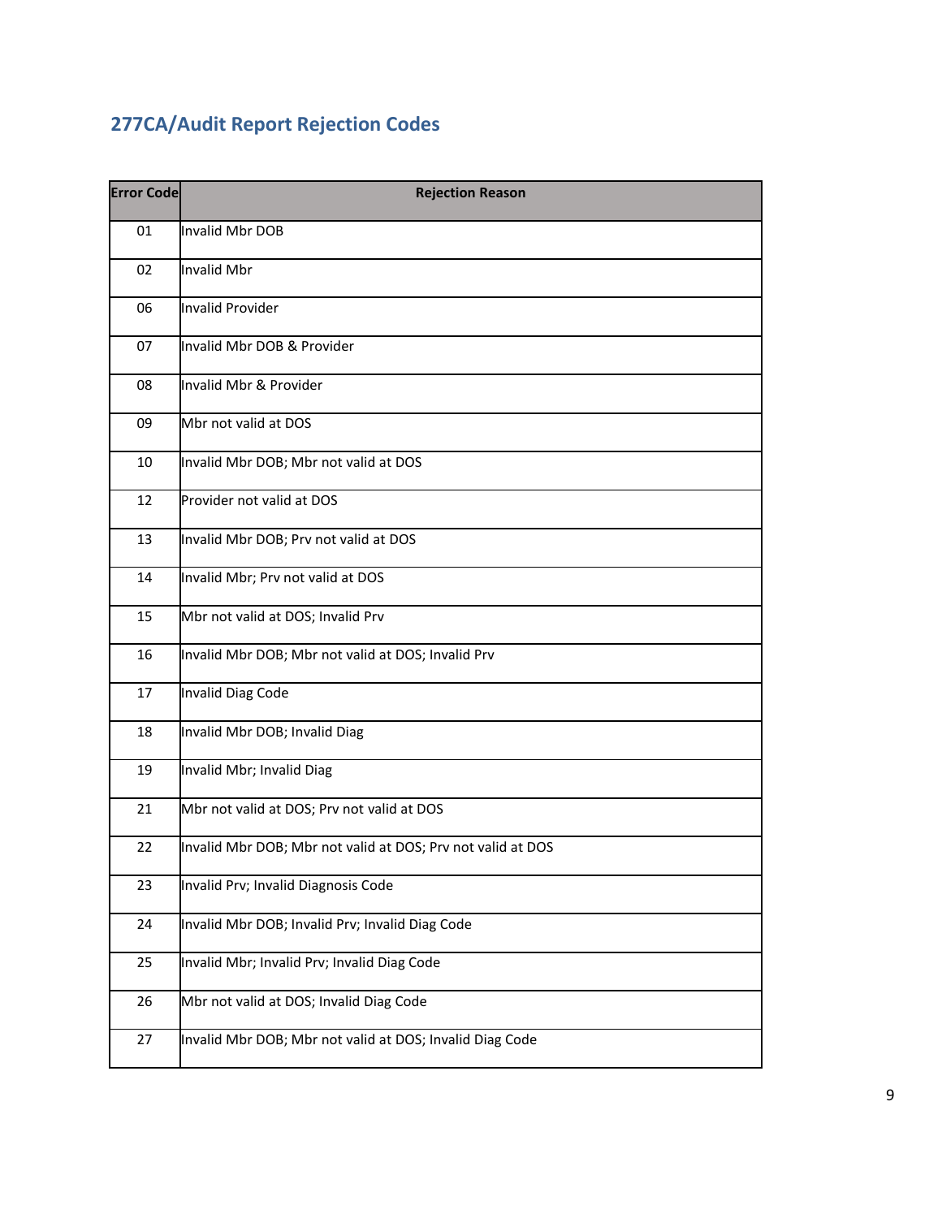## 277CA/Audit Report Rejection Codes

| Error Code | Rejection Reason |
|---|---|
| 01 | Invalid Mbr DOB |
| 02 | Invalid Mbr |
| 06 | Invalid Provider |
| 07 | Invalid Mbr DOB & Provider |
| 08 | Invalid Mbr & Provider |
| 09 | Mbr not valid at DOS |
| 10 | Invalid Mbr DOB; Mbr not valid at DOS |
| 12 | Provider not valid at DOS |
| 13 | Invalid Mbr DOB; Prv not valid at DOS |
| 14 | Invalid Mbr; Prv not valid at DOS |
| 15 | Mbr not valid at DOS; Invalid Prv |
| 16 | Invalid Mbr DOB; Mbr not valid at DOS; Invalid Prv |
| 17 | Invalid Diag Code |
| 18 | Invalid Mbr DOB; Invalid Diag |
| 19 | Invalid Mbr; Invalid Diag |
| 21 | Mbr not valid at DOS; Prv not valid at DOS |
| 22 | Invalid Mbr DOB; Mbr not valid at DOS; Prv not valid at DOS |
| 23 | Invalid Prv; Invalid Diagnosis Code |
| 24 | Invalid Mbr DOB; Invalid Prv; Invalid Diag Code |
| 25 | Invalid Mbr; Invalid Prv; Invalid Diag Code |
| 26 | Mbr not valid at DOS; Invalid Diag Code |
| 27 | Invalid Mbr DOB; Mbr not valid at DOS; Invalid Diag Code |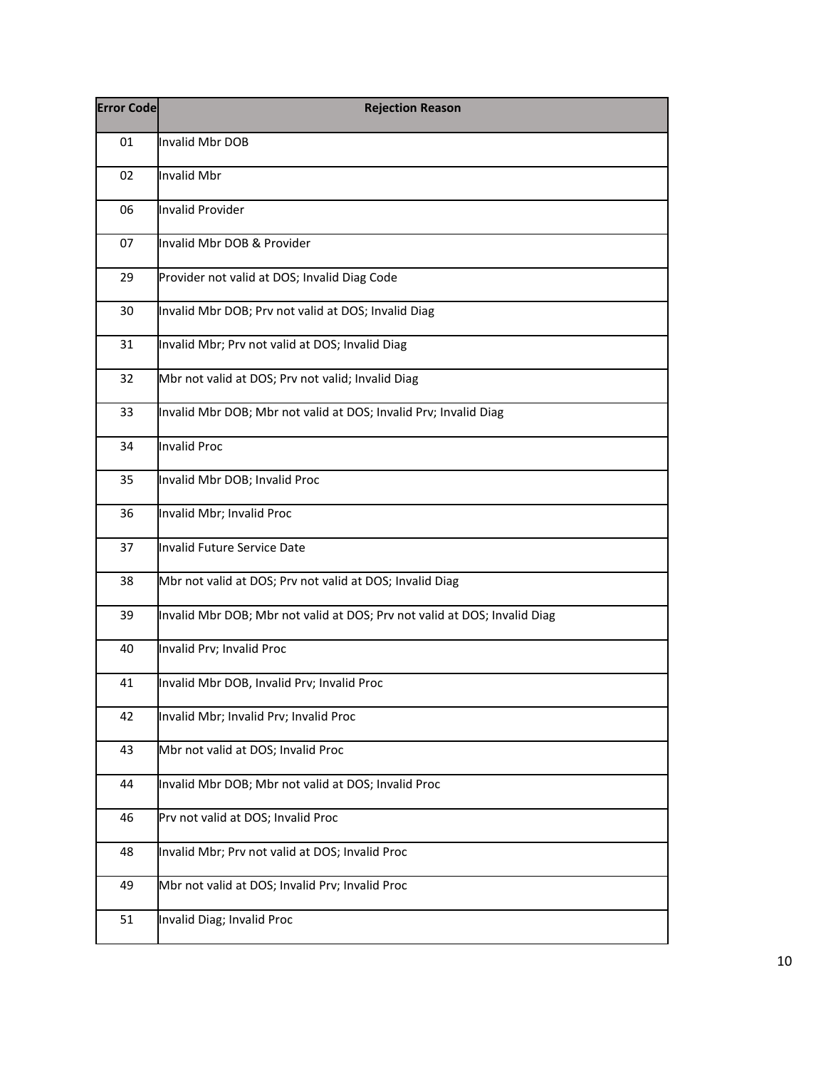| Error Code | Rejection Reason |
| --- | --- |
| 01 | Invalid Mbr DOB |
| 02 | Invalid Mbr |
| 06 | Invalid Provider |
| 07 | Invalid Mbr DOB & Provider |
| 29 | Provider not valid at DOS; Invalid Diag Code |
| 30 | Invalid Mbr DOB; Prv not valid at DOS; Invalid Diag |
| 31 | Invalid Mbr; Prv not valid at DOS; Invalid Diag |
| 32 | Mbr not valid at DOS; Prv not valid; Invalid Diag |
| 33 | Invalid Mbr DOB; Mbr not valid at DOS; Invalid Prv; Invalid Diag |
| 34 | Invalid Proc |
| 35 | Invalid Mbr DOB; Invalid Proc |
| 36 | Invalid Mbr; Invalid Proc |
| 37 | Invalid Future Service Date |
| 38 | Mbr not valid at DOS; Prv not valid at DOS; Invalid Diag |
| 39 | Invalid Mbr DOB; Mbr not valid at DOS; Prv not valid at DOS; Invalid Diag |
| 40 | Invalid Prv; Invalid Proc |
| 41 | Invalid Mbr DOB, Invalid Prv; Invalid Proc |
| 42 | Invalid Mbr; Invalid Prv; Invalid Proc |
| 43 | Mbr not valid at DOS; Invalid Proc |
| 44 | Invalid Mbr DOB; Mbr not valid at DOS; Invalid Proc |
| 46 | Prv not valid at DOS; Invalid Proc |
| 48 | Invalid Mbr; Prv not valid at DOS; Invalid Proc |
| 49 | Mbr not valid at DOS; Invalid Prv; Invalid Proc |
| 51 | Invalid Diag; Invalid Proc |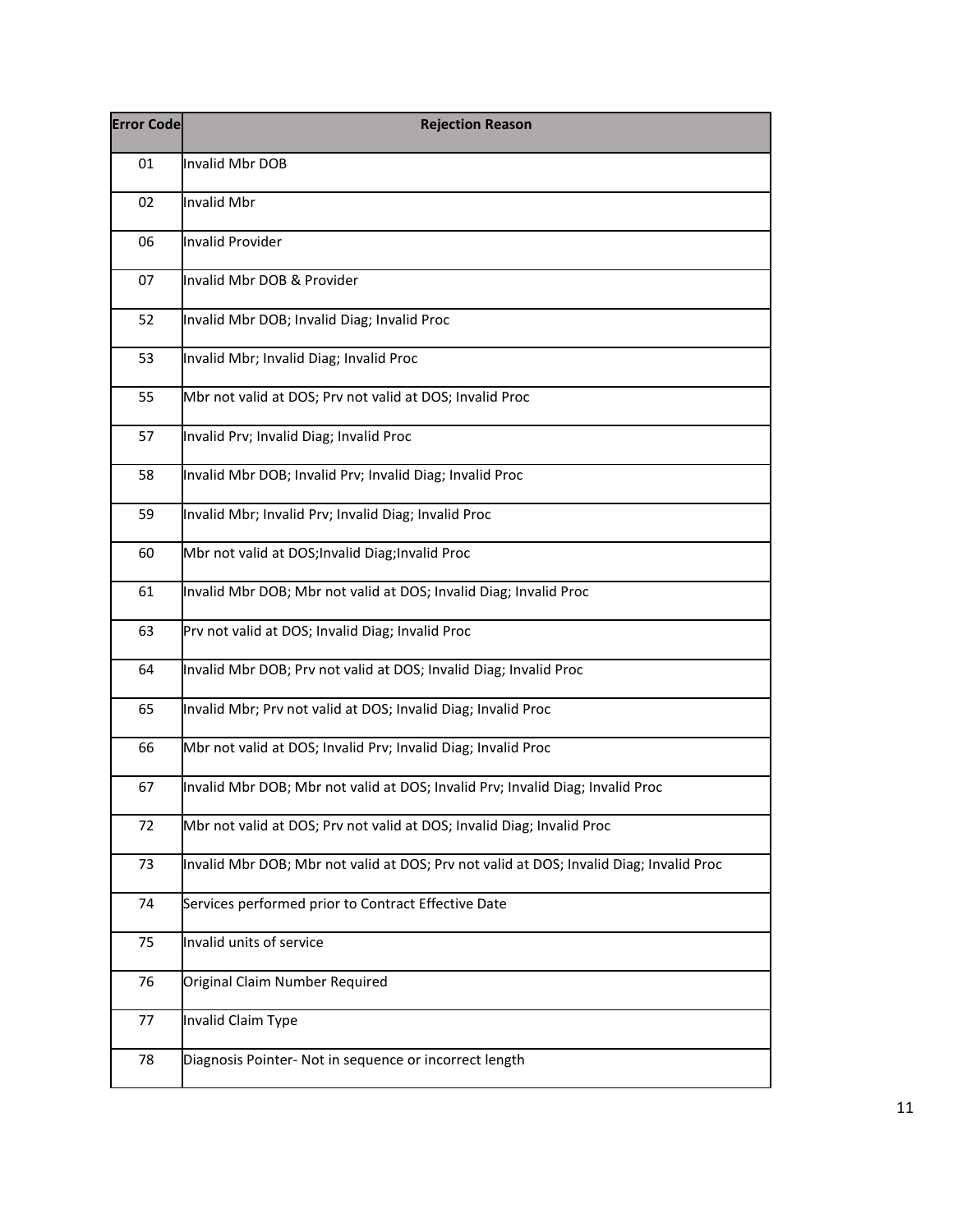| Error Code | Rejection Reason |
|---|---|
| 01 | Invalid Mbr DOB |
| 02 | Invalid Mbr |
| 06 | Invalid Provider |
| 07 | Invalid Mbr DOB & Provider |
| 52 | Invalid Mbr DOB; Invalid Diag; Invalid Proc |
| 53 | Invalid Mbr; Invalid Diag; Invalid Proc |
| 55 | Mbr not valid at DOS; Prv not valid at DOS; Invalid Proc |
| 57 | Invalid Prv; Invalid Diag; Invalid Proc |
| 58 | Invalid Mbr DOB; Invalid Prv; Invalid Diag; Invalid Proc |
| 59 | Invalid Mbr; Invalid Prv; Invalid Diag; Invalid Proc |
| 60 | Mbr not valid at DOS;Invalid Diag;Invalid Proc |
| 61 | Invalid Mbr DOB; Mbr not valid at DOS; Invalid Diag; Invalid Proc |
| 63 | Prv not valid at DOS; Invalid Diag; Invalid Proc |
| 64 | Invalid Mbr DOB; Prv not valid at DOS; Invalid Diag; Invalid Proc |
| 65 | Invalid Mbr; Prv not valid at DOS; Invalid Diag; Invalid Proc |
| 66 | Mbr not valid at DOS; Invalid Prv; Invalid Diag; Invalid Proc |
| 67 | Invalid Mbr DOB; Mbr not valid at DOS; Invalid Prv; Invalid Diag; Invalid Proc |
| 72 | Mbr not valid at DOS; Prv not valid at DOS; Invalid Diag; Invalid Proc |
| 73 | Invalid Mbr DOB; Mbr not valid at DOS; Prv not valid at DOS; Invalid Diag; Invalid Proc |
| 74 | Services performed prior to Contract Effective Date |
| 75 | Invalid units of service |
| 76 | Original Claim Number Required |
| 77 | Invalid Claim Type |
| 78 | Diagnosis Pointer- Not in sequence or incorrect length |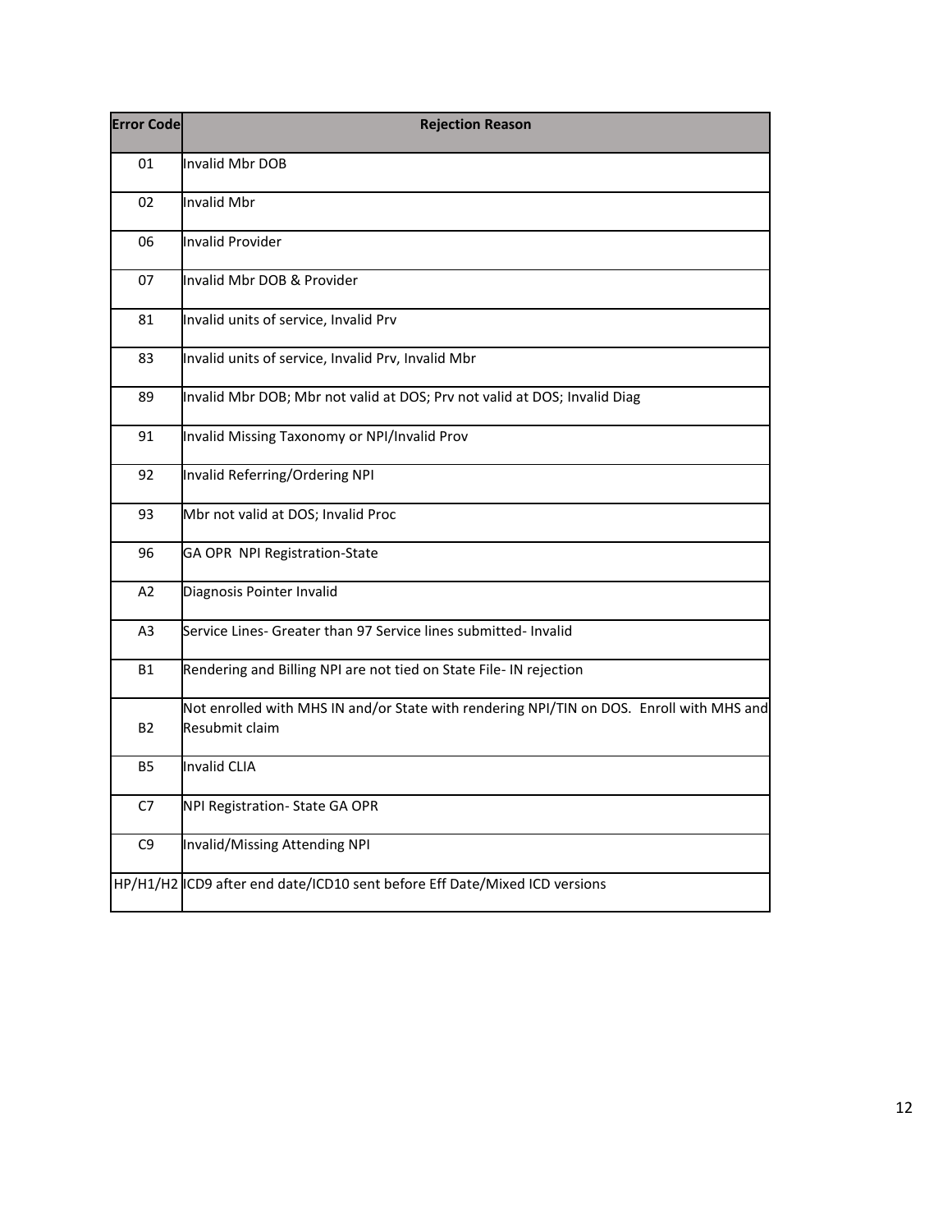| Error Code | Rejection Reason |
|---|---|
| 01 | Invalid Mbr DOB |
| 02 | Invalid Mbr |
| 06 | Invalid Provider |
| 07 | Invalid Mbr DOB & Provider |
| 81 | Invalid units of service, Invalid Prv |
| 83 | Invalid units of service, Invalid Prv, Invalid Mbr |
| 89 | Invalid Mbr DOB; Mbr not valid at DOS; Prv not valid at DOS; Invalid Diag |
| 91 | Invalid Missing Taxonomy or NPI/Invalid Prov |
| 92 | Invalid Referring/Ordering NPI |
| 93 | Mbr not valid at DOS; Invalid Proc |
| 96 | GA OPR NPI Registration-State |
| A2 | Diagnosis Pointer Invalid |
| A3 | Service Lines- Greater than 97 Service lines submitted- Invalid |
| B1 | Rendering and Billing NPI are not tied on State File- IN rejection |
| B2 | Not enrolled with MHS IN and/or State with rendering NPI/TIN on DOS. Enroll with MHS and Resubmit claim |
| B5 | Invalid CLIA |
| C7 | NPI Registration- State GA OPR |
| C9 | Invalid/Missing Attending NPI |
| HP/H1/H2 | ICD9 after end date/ICD10 sent before Eff Date/Mixed ICD versions |